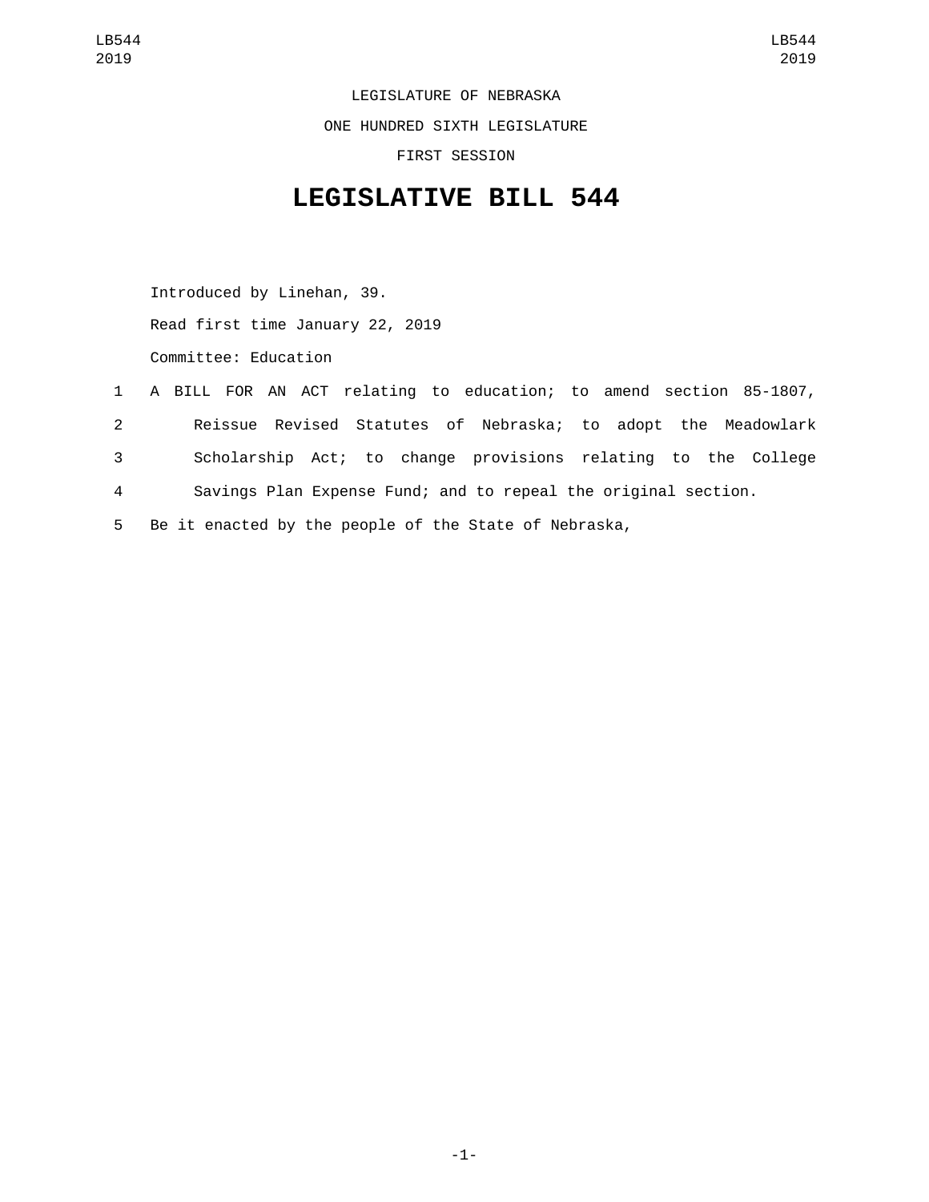LEGISLATURE OF NEBRASKA

ONE HUNDRED SIXTH LEGISLATURE

FIRST SESSION

# LEGISLATIVE BILL 544

Introduced by Linehan, 39.

Read first time January 22, 2019

Committee: Education

1 A BILL FOR AN ACT relating to education; to amend section 85-1807,
2 Reissue Revised Statutes of Nebraska; to adopt the Meadowlark
3 Scholarship Act; to change provisions relating to the College
4 Savings Plan Expense Fund; and to repeal the original section.
5 Be it enacted by the people of the State of Nebraska,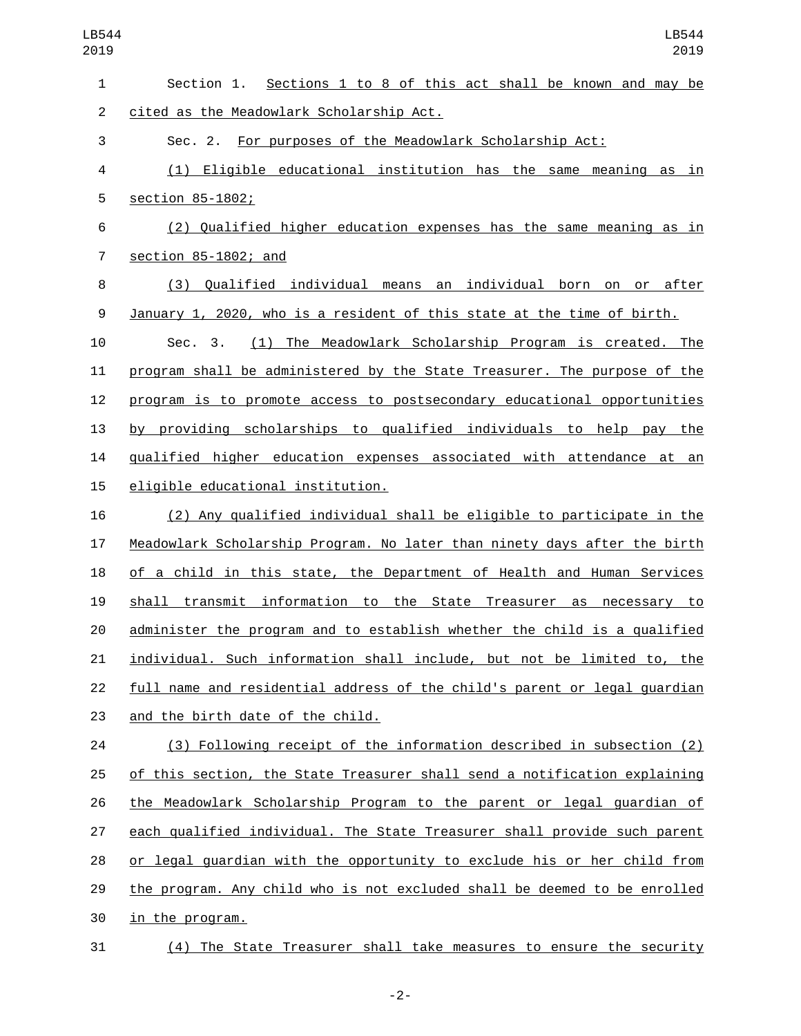Section 1. Sections 1 to 8 of this act shall be known and may be cited as the Meadowlark Scholarship Act.

Sec. 2. For purposes of the Meadowlark Scholarship Act:

(1) Eligible educational institution has the same meaning as in section 85-1802;

(2) Qualified higher education expenses has the same meaning as in section 85-1802; and

(3) Qualified individual means an individual born on or after January 1, 2020, who is a resident of this state at the time of birth.

Sec. 3. (1) The Meadowlark Scholarship Program is created. The program shall be administered by the State Treasurer. The purpose of the program is to promote access to postsecondary educational opportunities by providing scholarships to qualified individuals to help pay the qualified higher education expenses associated with attendance at an eligible educational institution.

(2) Any qualified individual shall be eligible to participate in the Meadowlark Scholarship Program. No later than ninety days after the birth of a child in this state, the Department of Health and Human Services shall transmit information to the State Treasurer as necessary to administer the program and to establish whether the child is a qualified individual. Such information shall include, but not be limited to, the full name and residential address of the child's parent or legal guardian and the birth date of the child.

(3) Following receipt of the information described in subsection (2) of this section, the State Treasurer shall send a notification explaining the Meadowlark Scholarship Program to the parent or legal guardian of each qualified individual. The State Treasurer shall provide such parent or legal guardian with the opportunity to exclude his or her child from the program. Any child who is not excluded shall be deemed to be enrolled in the program.

(4) The State Treasurer shall take measures to ensure the security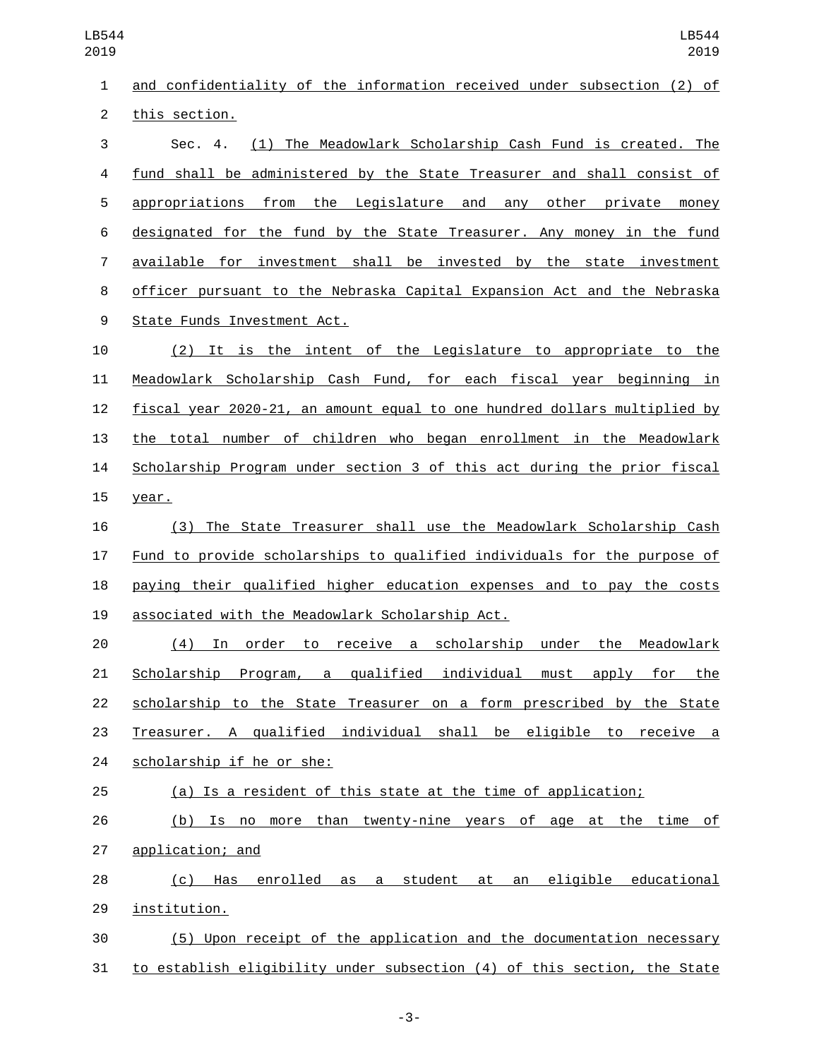and confidentiality of the information received under subsection (2) of this section.

Sec. 4. (1) The Meadowlark Scholarship Cash Fund is created. The fund shall be administered by the State Treasurer and shall consist of appropriations from the Legislature and any other private money designated for the fund by the State Treasurer. Any money in the fund available for investment shall be invested by the state investment officer pursuant to the Nebraska Capital Expansion Act and the Nebraska State Funds Investment Act.

(2) It is the intent of the Legislature to appropriate to the Meadowlark Scholarship Cash Fund, for each fiscal year beginning in fiscal year 2020-21, an amount equal to one hundred dollars multiplied by the total number of children who began enrollment in the Meadowlark Scholarship Program under section 3 of this act during the prior fiscal year.

(3) The State Treasurer shall use the Meadowlark Scholarship Cash Fund to provide scholarships to qualified individuals for the purpose of paying their qualified higher education expenses and to pay the costs associated with the Meadowlark Scholarship Act.

(4) In order to receive a scholarship under the Meadowlark Scholarship Program, a qualified individual must apply for the scholarship to the State Treasurer on a form prescribed by the State Treasurer. A qualified individual shall be eligible to receive a scholarship if he or she:

(a) Is a resident of this state at the time of application;

(b) Is no more than twenty-nine years of age at the time of application; and

(c) Has enrolled as a student at an eligible educational institution.

(5) Upon receipt of the application and the documentation necessary to establish eligibility under subsection (4) of this section, the State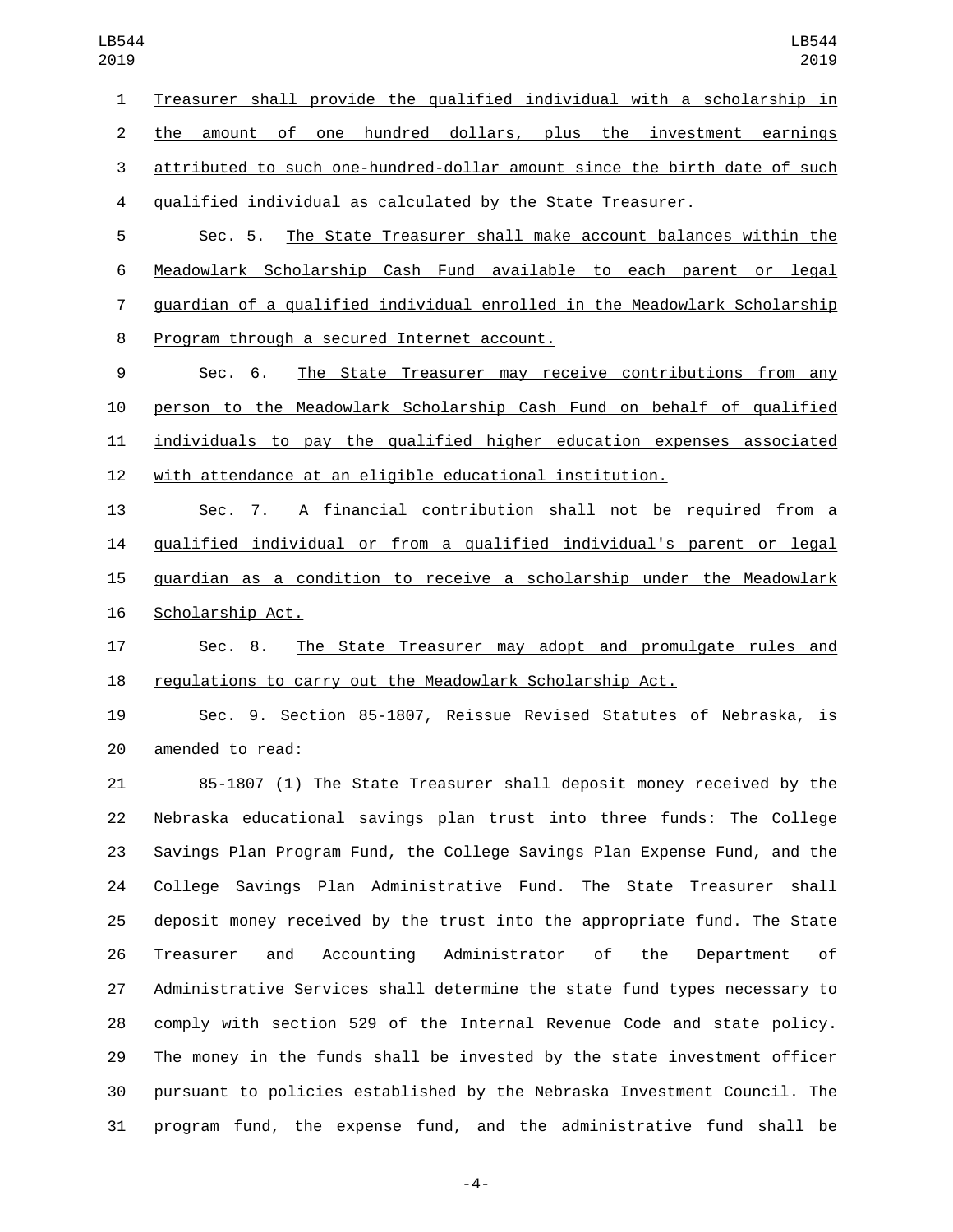Treasurer shall provide the qualified individual with a scholarship in the amount of one hundred dollars, plus the investment earnings attributed to such one-hundred-dollar amount since the birth date of such qualified individual as calculated by the State Treasurer.

Sec. 5. The State Treasurer shall make account balances within the Meadowlark Scholarship Cash Fund available to each parent or legal guardian of a qualified individual enrolled in the Meadowlark Scholarship Program through a secured Internet account.

Sec. 6. The State Treasurer may receive contributions from any person to the Meadowlark Scholarship Cash Fund on behalf of qualified individuals to pay the qualified higher education expenses associated with attendance at an eligible educational institution.

Sec. 7. A financial contribution shall not be required from a qualified individual or from a qualified individual's parent or legal guardian as a condition to receive a scholarship under the Meadowlark Scholarship Act.

Sec. 8. The State Treasurer may adopt and promulgate rules and regulations to carry out the Meadowlark Scholarship Act.

Sec. 9. Section 85-1807, Reissue Revised Statutes of Nebraska, is amended to read:

85-1807 (1) The State Treasurer shall deposit money received by the Nebraska educational savings plan trust into three funds: The College Savings Plan Program Fund, the College Savings Plan Expense Fund, and the College Savings Plan Administrative Fund. The State Treasurer shall deposit money received by the trust into the appropriate fund. The State Treasurer and Accounting Administrator of the Department of Administrative Services shall determine the state fund types necessary to comply with section 529 of the Internal Revenue Code and state policy. The money in the funds shall be invested by the state investment officer pursuant to policies established by the Nebraska Investment Council. The program fund, the expense fund, and the administrative fund shall be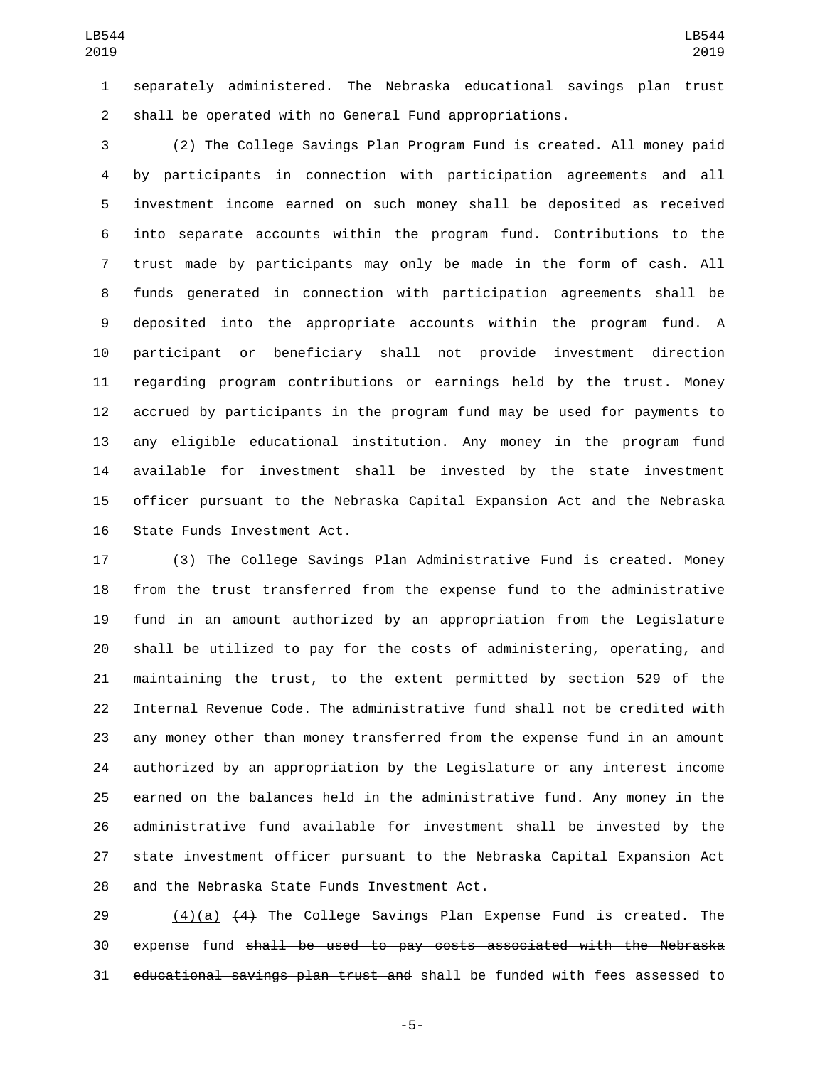separately administered. The Nebraska educational savings plan trust shall be operated with no General Fund appropriations.

(2) The College Savings Plan Program Fund is created. All money paid by participants in connection with participation agreements and all investment income earned on such money shall be deposited as received into separate accounts within the program fund. Contributions to the trust made by participants may only be made in the form of cash. All funds generated in connection with participation agreements shall be deposited into the appropriate accounts within the program fund. A participant or beneficiary shall not provide investment direction regarding program contributions or earnings held by the trust. Money accrued by participants in the program fund may be used for payments to any eligible educational institution. Any money in the program fund available for investment shall be invested by the state investment officer pursuant to the Nebraska Capital Expansion Act and the Nebraska State Funds Investment Act.

(3) The College Savings Plan Administrative Fund is created. Money from the trust transferred from the expense fund to the administrative fund in an amount authorized by an appropriation from the Legislature shall be utilized to pay for the costs of administering, operating, and maintaining the trust, to the extent permitted by section 529 of the Internal Revenue Code. The administrative fund shall not be credited with any money other than money transferred from the expense fund in an amount authorized by an appropriation by the Legislature or any interest income earned on the balances held in the administrative fund. Any money in the administrative fund available for investment shall be invested by the state investment officer pursuant to the Nebraska Capital Expansion Act and the Nebraska State Funds Investment Act.

<u>(4)(a)</u> ~~(4)~~ The College Savings Plan Expense Fund is created. The expense fund ~~shall be used to pay costs associated with the Nebraska educational savings plan trust and~~ shall be funded with fees assessed to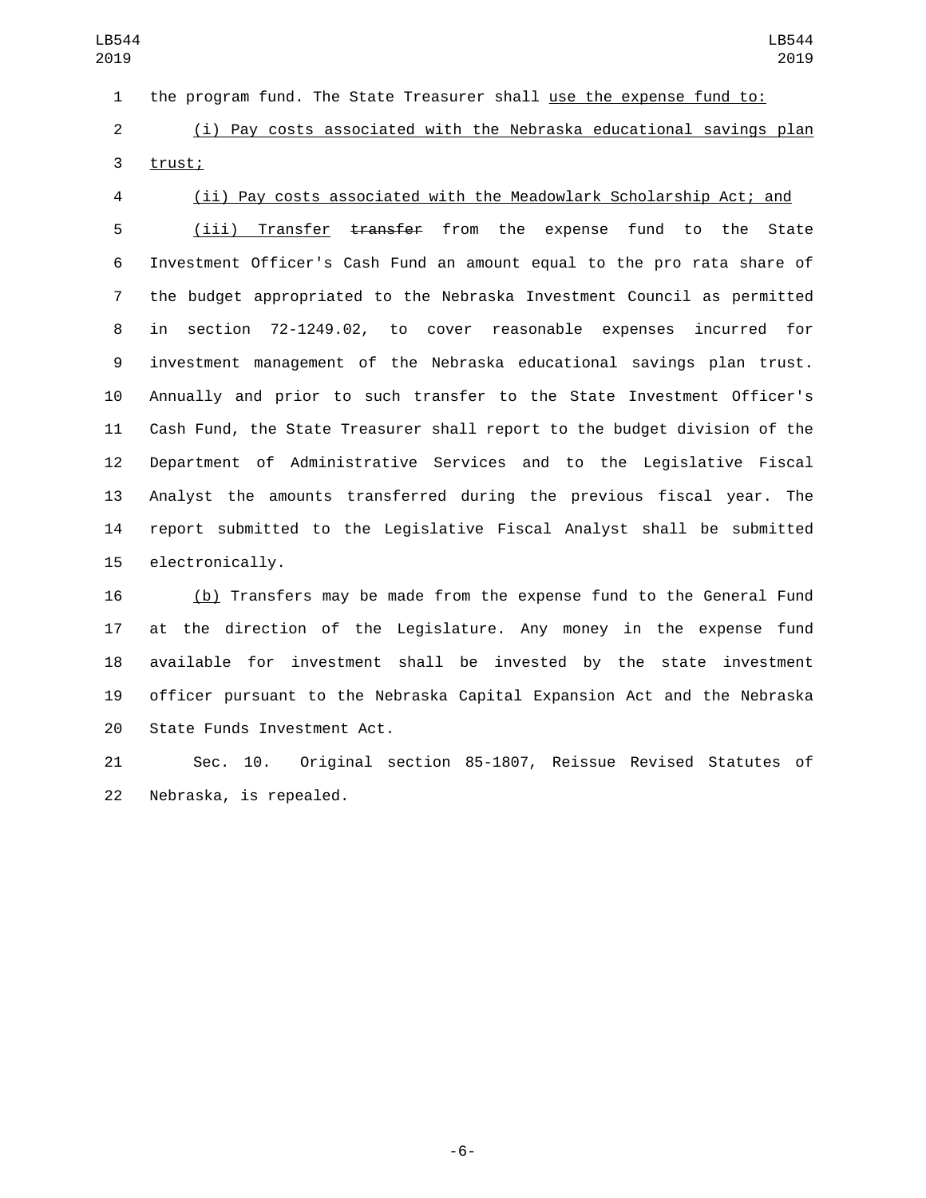the program fund. The State Treasurer shall use the expense fund to:

(i) Pay costs associated with the Nebraska educational savings plan trust;

(ii) Pay costs associated with the Meadowlark Scholarship Act; and

(iii) Transfer ~~transfer~~ from the expense fund to the State Investment Officer's Cash Fund an amount equal to the pro rata share of the budget appropriated to the Nebraska Investment Council as permitted in section 72-1249.02, to cover reasonable expenses incurred for investment management of the Nebraska educational savings plan trust. Annually and prior to such transfer to the State Investment Officer's Cash Fund, the State Treasurer shall report to the budget division of the Department of Administrative Services and to the Legislative Fiscal Analyst the amounts transferred during the previous fiscal year. The report submitted to the Legislative Fiscal Analyst shall be submitted electronically.

(b) Transfers may be made from the expense fund to the General Fund at the direction of the Legislature. Any money in the expense fund available for investment shall be invested by the state investment officer pursuant to the Nebraska Capital Expansion Act and the Nebraska State Funds Investment Act.

Sec. 10. Original section 85-1807, Reissue Revised Statutes of Nebraska, is repealed.